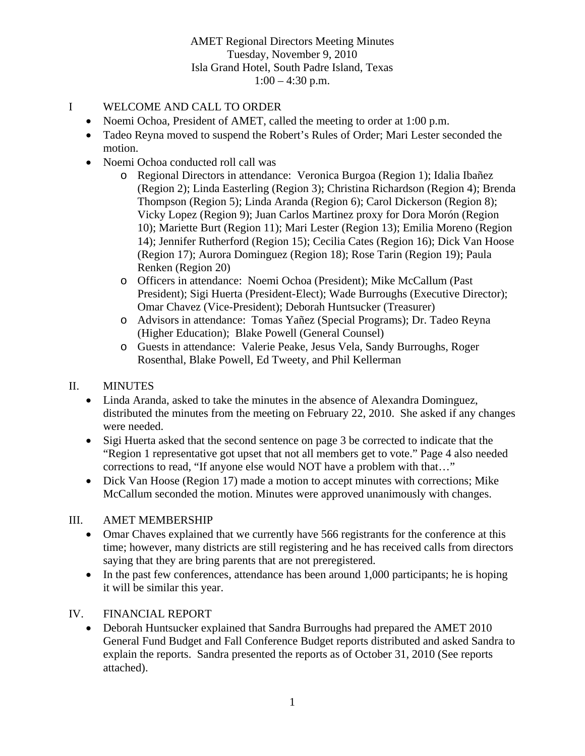AMET Regional Directors Meeting Minutes
Tuesday, November 9, 2010
Isla Grand Hotel, South Padre Island, Texas
1:00 – 4:30 p.m.

## I WELCOME AND CALL TO ORDER

- Noemi Ochoa, President of AMET, called the meeting to order at 1:00 p.m.
- Tadeo Reyna moved to suspend the Robert's Rules of Order; Mari Lester seconded the motion.
- Noemi Ochoa conducted roll call was
  - Regional Directors in attendance: Veronica Burgoa (Region 1); Idalia Ibañez (Region 2); Linda Easterling (Region 3); Christina Richardson (Region 4); Brenda Thompson (Region 5); Linda Aranda (Region 6); Carol Dickerson (Region 8); Vicky Lopez (Region 9); Juan Carlos Martinez proxy for Dora Morón (Region 10); Mariette Burt (Region 11); Mari Lester (Region 13); Emilia Moreno (Region 14); Jennifer Rutherford (Region 15); Cecilia Cates (Region 16); Dick Van Hoose (Region 17); Aurora Dominguez (Region 18); Rose Tarin (Region 19); Paula Renken (Region 20)
  - Officers in attendance: Noemi Ochoa (President); Mike McCallum (Past President); Sigi Huerta (President-Elect); Wade Burroughs (Executive Director); Omar Chavez (Vice-President); Deborah Huntsucker (Treasurer)
  - Advisors in attendance: Tomas Yañez (Special Programs); Dr. Tadeo Reyna (Higher Education); Blake Powell (General Counsel)
  - Guests in attendance: Valerie Peake, Jesus Vela, Sandy Burroughs, Roger Rosenthal, Blake Powell, Ed Tweety, and Phil Kellerman

## II. MINUTES

- Linda Aranda, asked to take the minutes in the absence of Alexandra Dominguez, distributed the minutes from the meeting on February 22, 2010. She asked if any changes were needed.
- Sigi Huerta asked that the second sentence on page 3 be corrected to indicate that the "Region 1 representative got upset that not all members get to vote." Page 4 also needed corrections to read, "If anyone else would NOT have a problem with that…"
- Dick Van Hoose (Region 17) made a motion to accept minutes with corrections; Mike McCallum seconded the motion. Minutes were approved unanimously with changes.

## III. AMET MEMBERSHIP

- Omar Chaves explained that we currently have 566 registrants for the conference at this time; however, many districts are still registering and he has received calls from directors saying that they are bring parents that are not preregistered.
- In the past few conferences, attendance has been around 1,000 participants; he is hoping it will be similar this year.

## IV. FINANCIAL REPORT

- Deborah Huntsucker explained that Sandra Burroughs had prepared the AMET 2010 General Fund Budget and Fall Conference Budget reports distributed and asked Sandra to explain the reports. Sandra presented the reports as of October 31, 2010 (See reports attached).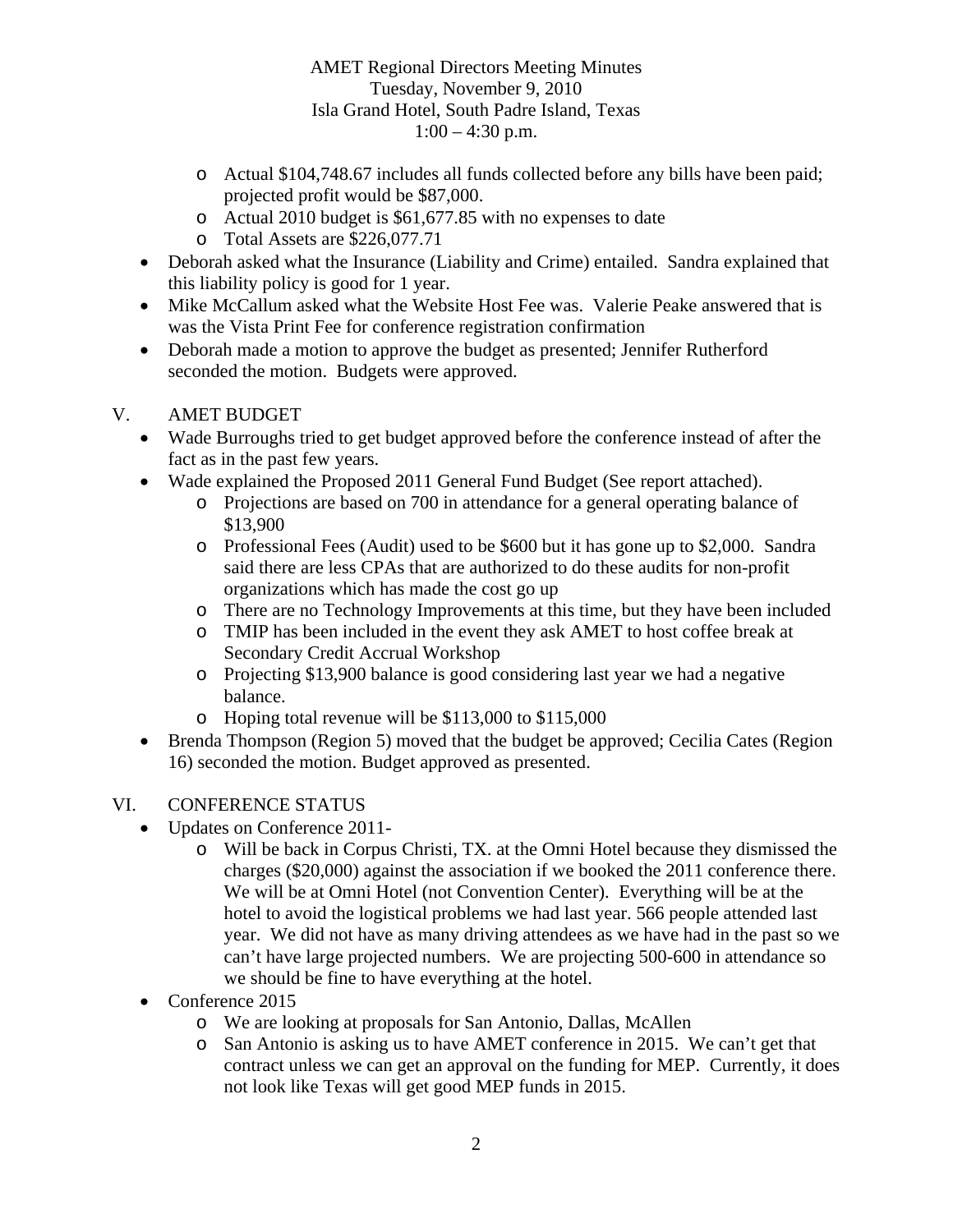- Actual $104,748.67 includes all funds collected before any bills have been paid; projected profit would be $87,000.
  - Actual 2010 budget is $61,677.85 with no expenses to date
  - Total Assets are $226,077.71
- Deborah asked what the Insurance (Liability and Crime) entailed. Sandra explained that this liability policy is good for 1 year.
- Mike McCallum asked what the Website Host Fee was. Valerie Peake answered that is was the Vista Print Fee for conference registration confirmation
- Deborah made a motion to approve the budget as presented; Jennifer Rutherford seconded the motion. Budgets were approved.

V. AMET BUDGET

- Wade Burroughs tried to get budget approved before the conference instead of after the fact as in the past few years.
- Wade explained the Proposed 2011 General Fund Budget (See report attached).
  - Projections are based on 700 in attendance for a general operating balance of $13,900
  - Professional Fees (Audit) used to be $600 but it has gone up to $2,000. Sandra said there are less CPAs that are authorized to do these audits for non-profit organizations which has made the cost go up
  - There are no Technology Improvements at this time, but they have been included
  - TMIP has been included in the event they ask AMET to host coffee break at Secondary Credit Accrual Workshop
  - Projecting $13,900 balance is good considering last year we had a negative balance.
  - Hoping total revenue will be $113,000 to $115,000
- Brenda Thompson (Region 5) moved that the budget be approved; Cecilia Cates (Region 16) seconded the motion. Budget approved as presented.

VI. CONFERENCE STATUS

- Updates on Conference 2011-
  - Will be back in Corpus Christi, TX. at the Omni Hotel because they dismissed the charges ($20,000) against the association if we booked the 2011 conference there. We will be at Omni Hotel (not Convention Center). Everything will be at the hotel to avoid the logistical problems we had last year. 566 people attended last year. We did not have as many driving attendees as we have had in the past so we can't have large projected numbers. We are projecting 500-600 in attendance so we should be fine to have everything at the hotel.
- Conference 2015
  - We are looking at proposals for San Antonio, Dallas, McAllen
  - San Antonio is asking us to have AMET conference in 2015. We can't get that contract unless we can get an approval on the funding for MEP. Currently, it does not look like Texas will get good MEP funds in 2015.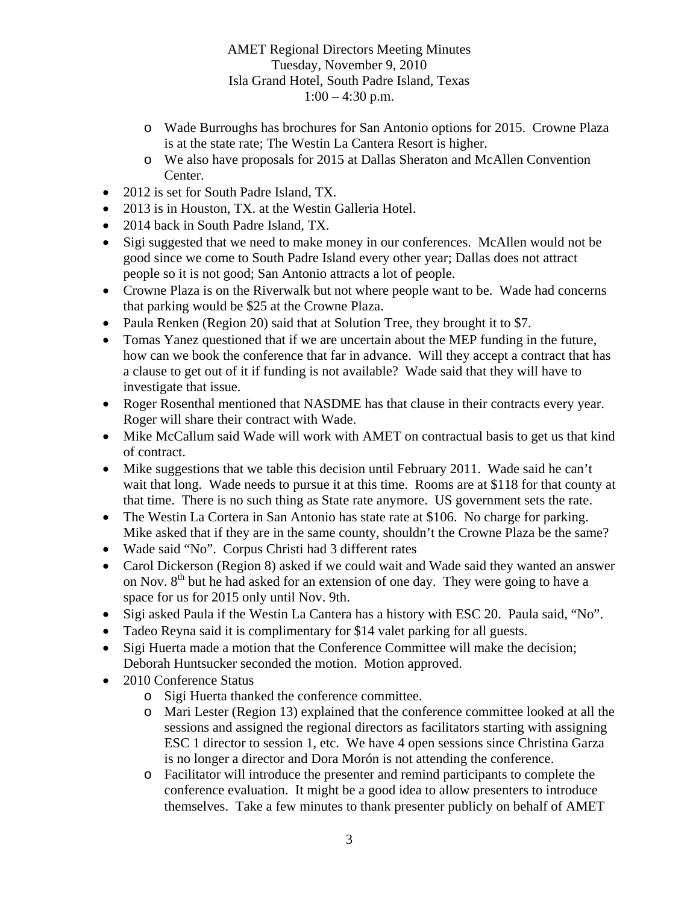AMET Regional Directors Meeting Minutes
Tuesday, November 9, 2010
Isla Grand Hotel, South Padre Island, Texas
1:00 – 4:30 p.m.

  - Wade Burroughs has brochures for San Antonio options for 2015. Crowne Plaza is at the state rate; The Westin La Cantera Resort is higher.
  - We also have proposals for 2015 at Dallas Sheraton and McAllen Convention Center.
- 2012 is set for South Padre Island, TX.
- 2013 is in Houston, TX. at the Westin Galleria Hotel.
- 2014 back in South Padre Island, TX.
- Sigi suggested that we need to make money in our conferences. McAllen would not be good since we come to South Padre Island every other year; Dallas does not attract people so it is not good; San Antonio attracts a lot of people.
- Crowne Plaza is on the Riverwalk but not where people want to be. Wade had concerns that parking would be $25 at the Crowne Plaza.
- Paula Renken (Region 20) said that at Solution Tree, they brought it to $7.
- Tomas Yanez questioned that if we are uncertain about the MEP funding in the future, how can we book the conference that far in advance. Will they accept a contract that has a clause to get out of it if funding is not available? Wade said that they will have to investigate that issue.
- Roger Rosenthal mentioned that NASDME has that clause in their contracts every year. Roger will share their contract with Wade.
- Mike McCallum said Wade will work with AMET on contractual basis to get us that kind of contract.
- Mike suggestions that we table this decision until February 2011. Wade said he can't wait that long. Wade needs to pursue it at this time. Rooms are at $118 for that county at that time. There is no such thing as State rate anymore. US government sets the rate.
- The Westin La Cortera in San Antonio has state rate at $106. No charge for parking. Mike asked that if they are in the same county, shouldn't the Crowne Plaza be the same?
- Wade said "No". Corpus Christi had 3 different rates
- Carol Dickerson (Region 8) asked if we could wait and Wade said they wanted an answer on Nov. 8th but he had asked for an extension of one day. They were going to have a space for us for 2015 only until Nov. 9th.
- Sigi asked Paula if the Westin La Cantera has a history with ESC 20. Paula said, "No".
- Tadeo Reyna said it is complimentary for $14 valet parking for all guests.
- Sigi Huerta made a motion that the Conference Committee will make the decision; Deborah Huntsucker seconded the motion. Motion approved.
- 2010 Conference Status
  - Sigi Huerta thanked the conference committee.
  - Mari Lester (Region 13) explained that the conference committee looked at all the sessions and assigned the regional directors as facilitators starting with assigning ESC 1 director to session 1, etc. We have 4 open sessions since Christina Garza is no longer a director and Dora Morón is not attending the conference.
  - Facilitator will introduce the presenter and remind participants to complete the conference evaluation. It might be a good idea to allow presenters to introduce themselves. Take a few minutes to thank presenter publicly on behalf of AMET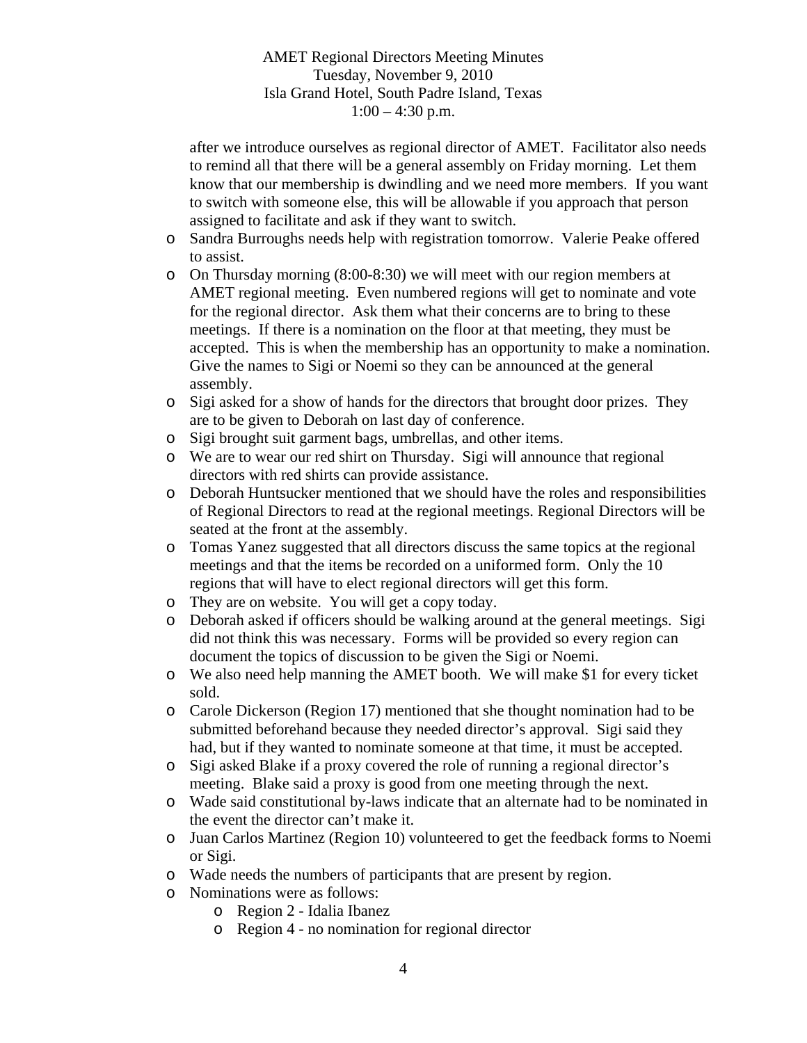after we introduce ourselves as regional director of AMET. Facilitator also needs to remind all that there will be a general assembly on Friday morning. Let them know that our membership is dwindling and we need more members. If you want to switch with someone else, this will be allowable if you approach that person assigned to facilitate and ask if they want to switch.

- Sandra Burroughs needs help with registration tomorrow. Valerie Peake offered to assist.
- On Thursday morning (8:00-8:30) we will meet with our region members at AMET regional meeting. Even numbered regions will get to nominate and vote for the regional director. Ask them what their concerns are to bring to these meetings. If there is a nomination on the floor at that meeting, they must be accepted. This is when the membership has an opportunity to make a nomination. Give the names to Sigi or Noemi so they can be announced at the general assembly.
- Sigi asked for a show of hands for the directors that brought door prizes. They are to be given to Deborah on last day of conference.
- Sigi brought suit garment bags, umbrellas, and other items.
- We are to wear our red shirt on Thursday. Sigi will announce that regional directors with red shirts can provide assistance.
- Deborah Huntsucker mentioned that we should have the roles and responsibilities of Regional Directors to read at the regional meetings. Regional Directors will be seated at the front at the assembly.
- Tomas Yanez suggested that all directors discuss the same topics at the regional meetings and that the items be recorded on a uniformed form. Only the 10 regions that will have to elect regional directors will get this form.
- They are on website. You will get a copy today.
- Deborah asked if officers should be walking around at the general meetings. Sigi did not think this was necessary. Forms will be provided so every region can document the topics of discussion to be given the Sigi or Noemi.
- We also need help manning the AMET booth. We will make $1 for every ticket sold.
- Carole Dickerson (Region 17) mentioned that she thought nomination had to be submitted beforehand because they needed director's approval. Sigi said they had, but if they wanted to nominate someone at that time, it must be accepted.
- Sigi asked Blake if a proxy covered the role of running a regional director's meeting. Blake said a proxy is good from one meeting through the next.
- Wade said constitutional by-laws indicate that an alternate had to be nominated in the event the director can't make it.
- Juan Carlos Martinez (Region 10) volunteered to get the feedback forms to Noemi or Sigi.
- Wade needs the numbers of participants that are present by region.
- Nominations were as follows:
  - Region 2 - Idalia Ibanez
  - Region 4 - no nomination for regional director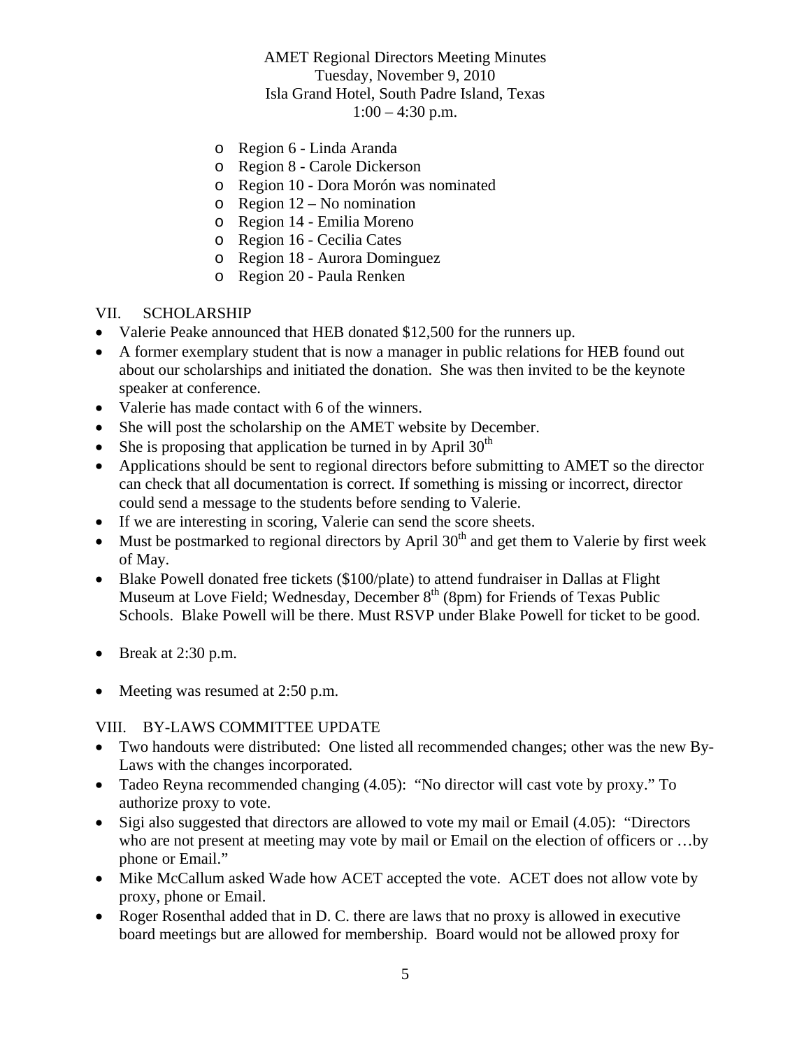AMET Regional Directors Meeting Minutes
Tuesday, November 9, 2010
Isla Grand Hotel, South Padre Island, Texas
1:00 – 4:30 p.m.

- Region 6 - Linda Aranda
- Region 8 - Carole Dickerson
- Region 10 - Dora Morón was nominated
- Region 12 – No nomination
- Region 14 - Emilia Moreno
- Region 16 - Cecilia Cates
- Region 18 - Aurora Dominguez
- Region 20 - Paula Renken

VII. SCHOLARSHIP

- Valerie Peake announced that HEB donated $12,500 for the runners up.
- A former exemplary student that is now a manager in public relations for HEB found out about our scholarships and initiated the donation. She was then invited to be the keynote speaker at conference.
- Valerie has made contact with 6 of the winners.
- She will post the scholarship on the AMET website by December.
- She is proposing that application be turned in by April 30th
- Applications should be sent to regional directors before submitting to AMET so the director can check that all documentation is correct. If something is missing or incorrect, director could send a message to the students before sending to Valerie.
- If we are interesting in scoring, Valerie can send the score sheets.
- Must be postmarked to regional directors by April 30th and get them to Valerie by first week of May.
- Blake Powell donated free tickets ($100/plate) to attend fundraiser in Dallas at Flight Museum at Love Field; Wednesday, December 8th (8pm) for Friends of Texas Public Schools. Blake Powell will be there. Must RSVP under Blake Powell for ticket to be good.

- Break at 2:30 p.m.

- Meeting was resumed at 2:50 p.m.

VIII. BY-LAWS COMMITTEE UPDATE

- Two handouts were distributed: One listed all recommended changes; other was the new By-Laws with the changes incorporated.
- Tadeo Reyna recommended changing (4.05): "No director will cast vote by proxy." To authorize proxy to vote.
- Sigi also suggested that directors are allowed to vote my mail or Email (4.05): "Directors who are not present at meeting may vote by mail or Email on the election of officers or …by phone or Email."
- Mike McCallum asked Wade how ACET accepted the vote. ACET does not allow vote by proxy, phone or Email.
- Roger Rosenthal added that in D. C. there are laws that no proxy is allowed in executive board meetings but are allowed for membership. Board would not be allowed proxy for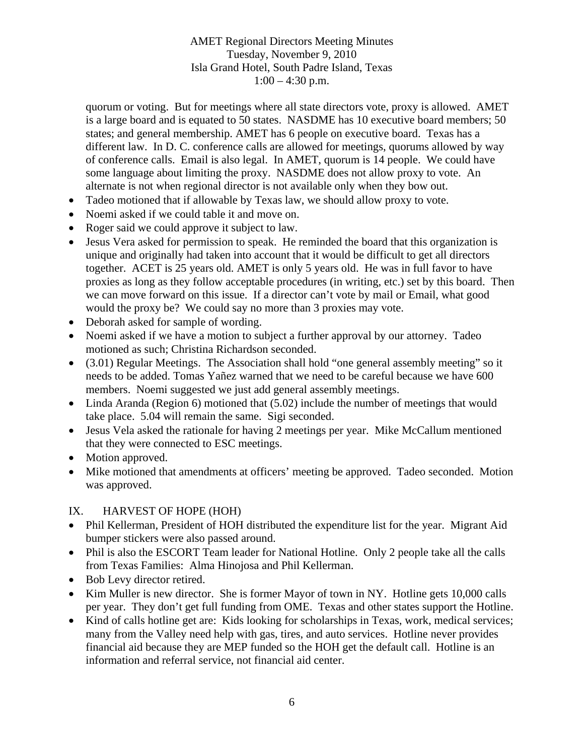quorum or voting. But for meetings where all state directors vote, proxy is allowed. AMET is a large board and is equated to 50 states. NASDME has 10 executive board members; 50 states; and general membership. AMET has 6 people on executive board. Texas has a different law. In D. C. conference calls are allowed for meetings, quorums allowed by way of conference calls. Email is also legal. In AMET, quorum is 14 people. We could have some language about limiting the proxy. NASDME does not allow proxy to vote. An alternate is not when regional director is not available only when they bow out.

- Tadeo motioned that if allowable by Texas law, we should allow proxy to vote.
- Noemi asked if we could table it and move on.
- Roger said we could approve it subject to law.
- Jesus Vera asked for permission to speak. He reminded the board that this organization is unique and originally had taken into account that it would be difficult to get all directors together. ACET is 25 years old. AMET is only 5 years old. He was in full favor to have proxies as long as they follow acceptable procedures (in writing, etc.) set by this board. Then we can move forward on this issue. If a director can't vote by mail or Email, what good would the proxy be? We could say no more than 3 proxies may vote.
- Deborah asked for sample of wording.
- Noemi asked if we have a motion to subject a further approval by our attorney. Tadeo motioned as such; Christina Richardson seconded.
- (3.01) Regular Meetings. The Association shall hold "one general assembly meeting" so it needs to be added. Tomas Yañez warned that we need to be careful because we have 600 members. Noemi suggested we just add general assembly meetings.
- Linda Aranda (Region 6) motioned that (5.02) include the number of meetings that would take place. 5.04 will remain the same. Sigi seconded.
- Jesus Vela asked the rationale for having 2 meetings per year. Mike McCallum mentioned that they were connected to ESC meetings.
- Motion approved.
- Mike motioned that amendments at officers' meeting be approved. Tadeo seconded. Motion was approved.

IX. HARVEST OF HOPE (HOH)

- Phil Kellerman, President of HOH distributed the expenditure list for the year. Migrant Aid bumper stickers were also passed around.
- Phil is also the ESCORT Team leader for National Hotline. Only 2 people take all the calls from Texas Families: Alma Hinojosa and Phil Kellerman.
- Bob Levy director retired.
- Kim Muller is new director. She is former Mayor of town in NY. Hotline gets 10,000 calls per year. They don't get full funding from OME. Texas and other states support the Hotline.
- Kind of calls hotline get are: Kids looking for scholarships in Texas, work, medical services; many from the Valley need help with gas, tires, and auto services. Hotline never provides financial aid because they are MEP funded so the HOH get the default call. Hotline is an information and referral service, not financial aid center.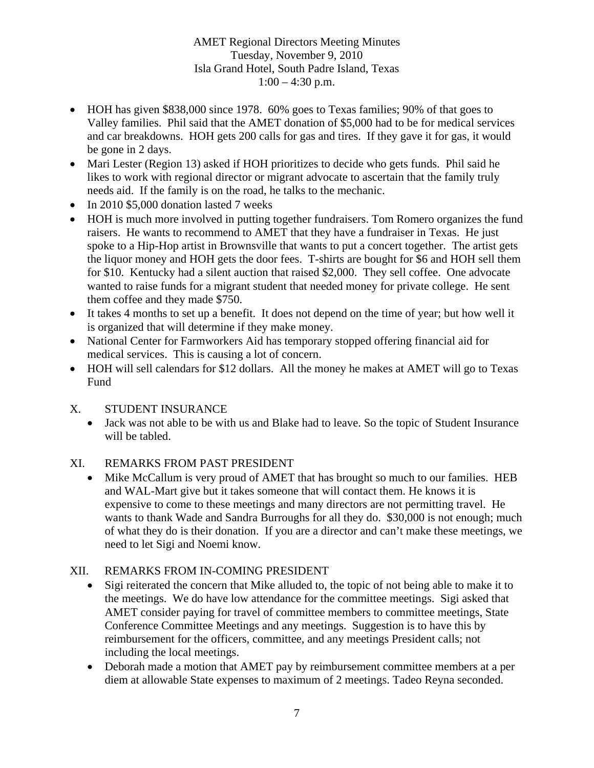AMET Regional Directors Meeting Minutes
Tuesday, November 9, 2010
Isla Grand Hotel, South Padre Island, Texas
1:00 – 4:30 p.m.

- HOH has given $838,000 since 1978. 60% goes to Texas families; 90% of that goes to Valley families. Phil said that the AMET donation of $5,000 had to be for medical services and car breakdowns. HOH gets 200 calls for gas and tires. If they gave it for gas, it would be gone in 2 days.
- Mari Lester (Region 13) asked if HOH prioritizes to decide who gets funds. Phil said he likes to work with regional director or migrant advocate to ascertain that the family truly needs aid. If the family is on the road, he talks to the mechanic.
- In 2010 $5,000 donation lasted 7 weeks
- HOH is much more involved in putting together fundraisers. Tom Romero organizes the fund raisers. He wants to recommend to AMET that they have a fundraiser in Texas. He just spoke to a Hip-Hop artist in Brownsville that wants to put a concert together. The artist gets the liquor money and HOH gets the door fees. T-shirts are bought for $6 and HOH sell them for $10. Kentucky had a silent auction that raised $2,000. They sell coffee. One advocate wanted to raise funds for a migrant student that needed money for private college. He sent them coffee and they made $750.
- It takes 4 months to set up a benefit. It does not depend on the time of year; but how well it is organized that will determine if they make money.
- National Center for Farmworkers Aid has temporary stopped offering financial aid for medical services. This is causing a lot of concern.
- HOH will sell calendars for $12 dollars. All the money he makes at AMET will go to Texas Fund

## X. STUDENT INSURANCE

- Jack was not able to be with us and Blake had to leave. So the topic of Student Insurance will be tabled.

## XI. REMARKS FROM PAST PRESIDENT

- Mike McCallum is very proud of AMET that has brought so much to our families. HEB and WAL-Mart give but it takes someone that will contact them. He knows it is expensive to come to these meetings and many directors are not permitting travel. He wants to thank Wade and Sandra Burroughs for all they do. $30,000 is not enough; much of what they do is their donation. If you are a director and can't make these meetings, we need to let Sigi and Noemi know.

## XII. REMARKS FROM IN-COMING PRESIDENT

- Sigi reiterated the concern that Mike alluded to, the topic of not being able to make it to the meetings. We do have low attendance for the committee meetings. Sigi asked that AMET consider paying for travel of committee members to committee meetings, State Conference Committee Meetings and any meetings. Suggestion is to have this by reimbursement for the officers, committee, and any meetings President calls; not including the local meetings.
- Deborah made a motion that AMET pay by reimbursement committee members at a per diem at allowable State expenses to maximum of 2 meetings. Tadeo Reyna seconded.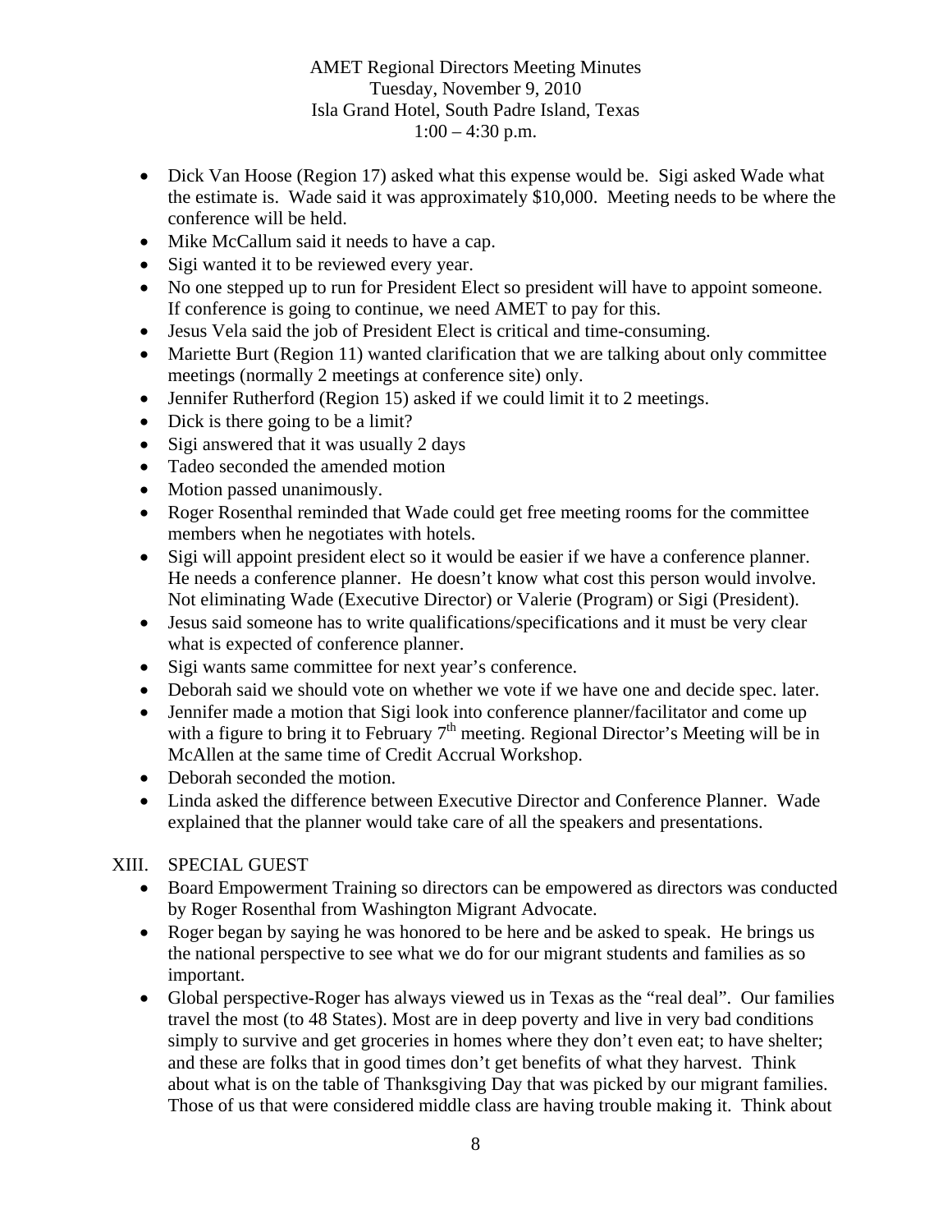AMET Regional Directors Meeting Minutes
Tuesday, November 9, 2010
Isla Grand Hotel, South Padre Island, Texas
1:00 – 4:30 p.m.

- Dick Van Hoose (Region 17) asked what this expense would be. Sigi asked Wade what the estimate is. Wade said it was approximately $10,000. Meeting needs to be where the conference will be held.
- Mike McCallum said it needs to have a cap.
- Sigi wanted it to be reviewed every year.
- No one stepped up to run for President Elect so president will have to appoint someone. If conference is going to continue, we need AMET to pay for this.
- Jesus Vela said the job of President Elect is critical and time-consuming.
- Mariette Burt (Region 11) wanted clarification that we are talking about only committee meetings (normally 2 meetings at conference site) only.
- Jennifer Rutherford (Region 15) asked if we could limit it to 2 meetings.
- Dick is there going to be a limit?
- Sigi answered that it was usually 2 days
- Tadeo seconded the amended motion
- Motion passed unanimously.
- Roger Rosenthal reminded that Wade could get free meeting rooms for the committee members when he negotiates with hotels.
- Sigi will appoint president elect so it would be easier if we have a conference planner. He needs a conference planner. He doesn't know what cost this person would involve. Not eliminating Wade (Executive Director) or Valerie (Program) or Sigi (President).
- Jesus said someone has to write qualifications/specifications and it must be very clear what is expected of conference planner.
- Sigi wants same committee for next year's conference.
- Deborah said we should vote on whether we vote if we have one and decide spec. later.
- Jennifer made a motion that Sigi look into conference planner/facilitator and come up with a figure to bring it to February 7th meeting. Regional Director's Meeting will be in McAllen at the same time of Credit Accrual Workshop.
- Deborah seconded the motion.
- Linda asked the difference between Executive Director and Conference Planner. Wade explained that the planner would take care of all the speakers and presentations.

XIII. SPECIAL GUEST

- Board Empowerment Training so directors can be empowered as directors was conducted by Roger Rosenthal from Washington Migrant Advocate.
- Roger began by saying he was honored to be here and be asked to speak. He brings us the national perspective to see what we do for our migrant students and families as so important.
- Global perspective-Roger has always viewed us in Texas as the "real deal". Our families travel the most (to 48 States). Most are in deep poverty and live in very bad conditions simply to survive and get groceries in homes where they don't even eat; to have shelter; and these are folks that in good times don't get benefits of what they harvest. Think about what is on the table of Thanksgiving Day that was picked by our migrant families. Those of us that were considered middle class are having trouble making it. Think about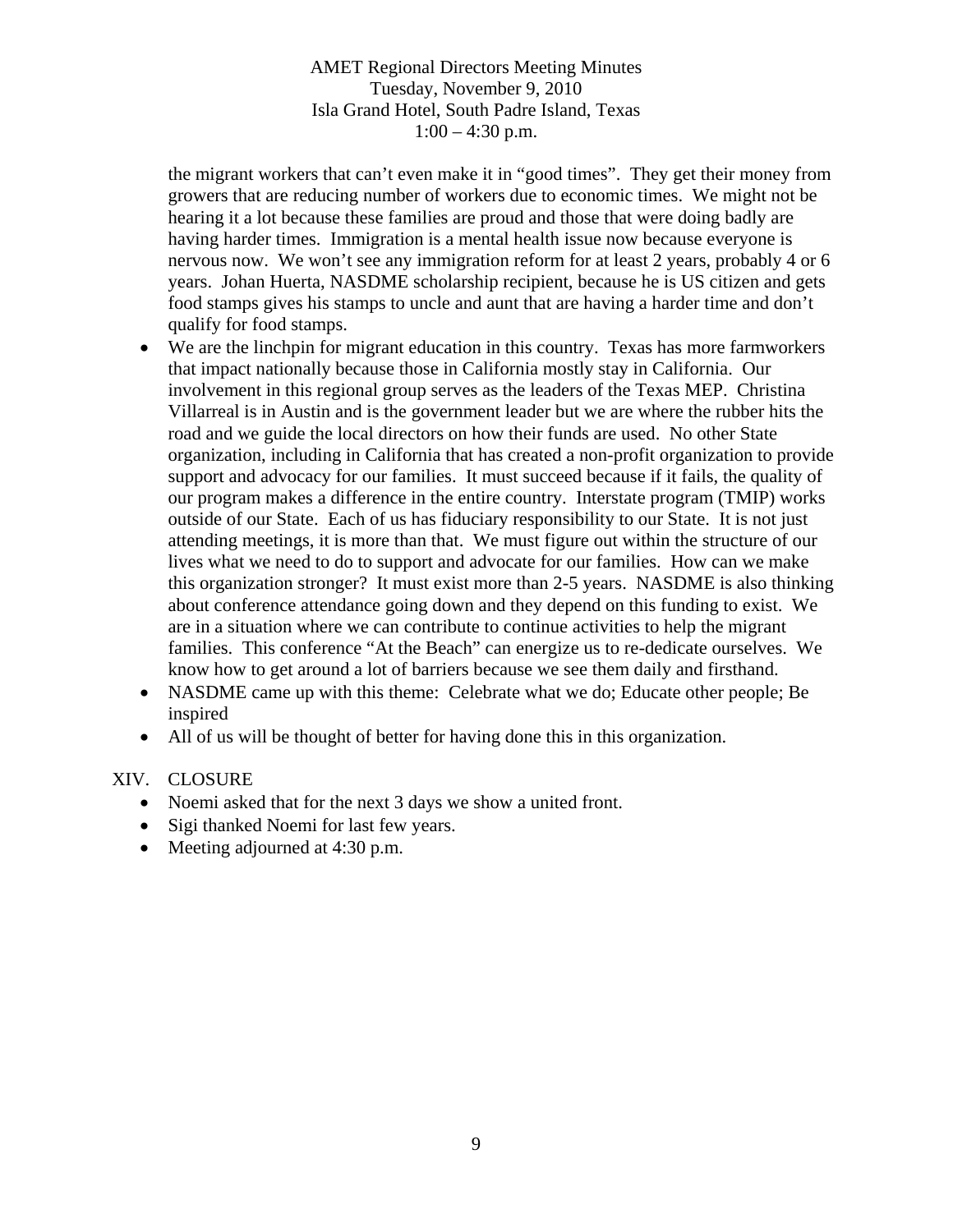the migrant workers that can't even make it in "good times". They get their money from growers that are reducing number of workers due to economic times. We might not be hearing it a lot because these families are proud and those that were doing badly are having harder times. Immigration is a mental health issue now because everyone is nervous now. We won't see any immigration reform for at least 2 years, probably 4 or 6 years. Johan Huerta, NASDME scholarship recipient, because he is US citizen and gets food stamps gives his stamps to uncle and aunt that are having a harder time and don't qualify for food stamps.

- We are the linchpin for migrant education in this country. Texas has more farmworkers that impact nationally because those in California mostly stay in California. Our involvement in this regional group serves as the leaders of the Texas MEP. Christina Villarreal is in Austin and is the government leader but we are where the rubber hits the road and we guide the local directors on how their funds are used. No other State organization, including in California that has created a non-profit organization to provide support and advocacy for our families. It must succeed because if it fails, the quality of our program makes a difference in the entire country. Interstate program (TMIP) works outside of our State. Each of us has fiduciary responsibility to our State. It is not just attending meetings, it is more than that. We must figure out within the structure of our lives what we need to do to support and advocate for our families. How can we make this organization stronger? It must exist more than 2-5 years. NASDME is also thinking about conference attendance going down and they depend on this funding to exist. We are in a situation where we can contribute to continue activities to help the migrant families. This conference "At the Beach" can energize us to re-dedicate ourselves. We know how to get around a lot of barriers because we see them daily and firsthand.
- NASDME came up with this theme: Celebrate what we do; Educate other people; Be inspired
- All of us will be thought of better for having done this in this organization.

XIV. CLOSURE

- Noemi asked that for the next 3 days we show a united front.
- Sigi thanked Noemi for last few years.
- Meeting adjourned at 4:30 p.m.